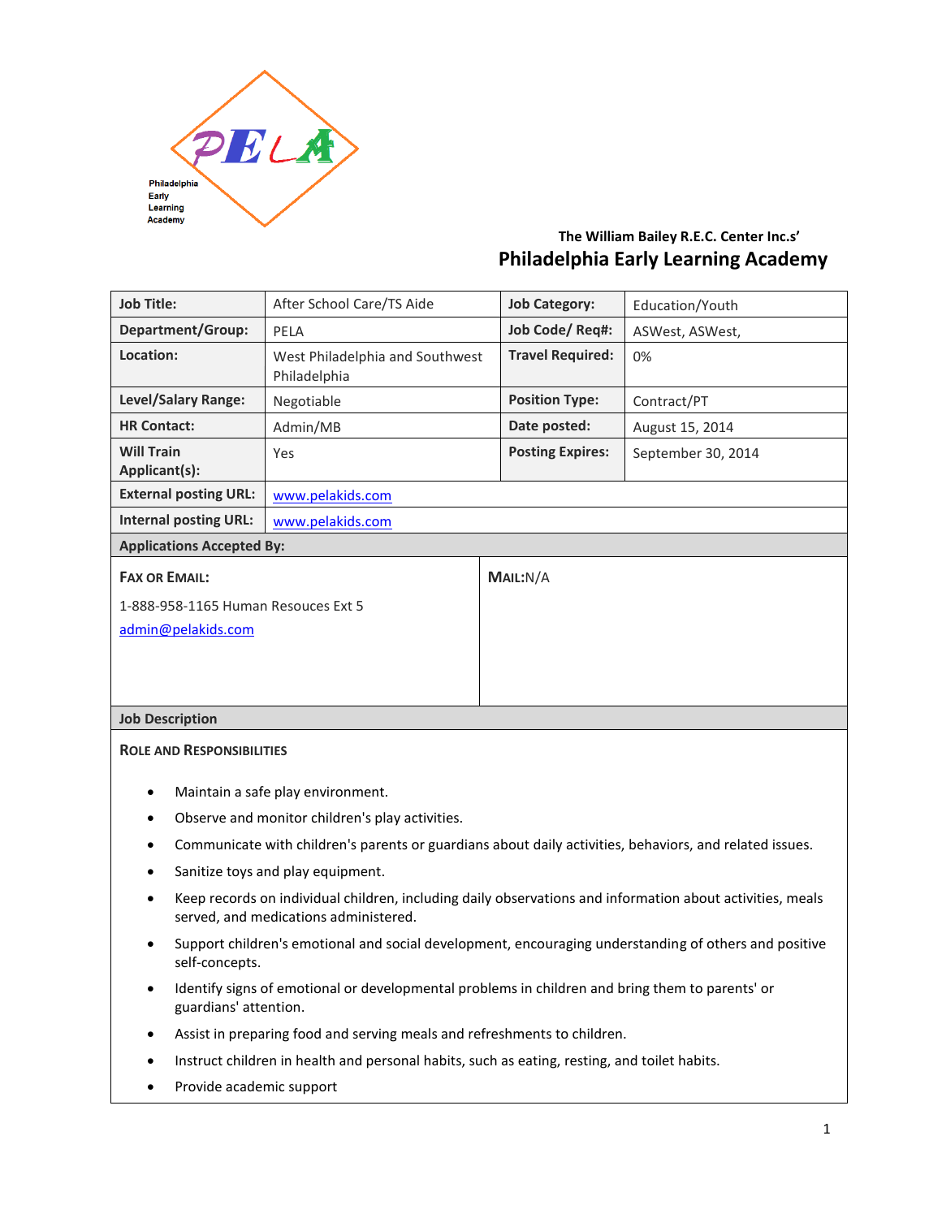Philadelphia Early Learning Academy

**The William Bailey R.E.C. Center Inc.s'**

# Philadelphia Early Learning Academy

| **Job Title:** | After School Care/TS Aide | **Job Category:** | Education/Youth |
|---|---|---|---|
| **Department/Group:** | PELA | **Job Code/ Req#:** | ASWest, ASWest, |
| **Location:** | West Philadelphia and Southwest Philadelphia | **Travel Required:** | 0% |
| **Level/Salary Range:** | Negotiable | **Position Type:** | Contract/PT |
| **HR Contact:** | Admin/MB | **Date posted:** | August 15, 2014 |
| **Will Train Applicant(s):** | Yes | **Posting Expires:** | September 30, 2014 |
| **External posting URL:** | www.pelakids.com | | |
| **Internal posting URL:** | www.pelakids.com | | |

**Applications Accepted By:**

| **FAX OR EMAIL:** | **MAIL:** N/A |
|---|---|
| 1-888-958-1165 Human Resouces Ext 5<br>admin@pelakids.com | |

## Job Description

### ROLE AND RESPONSIBILITIES

- Maintain a safe play environment.
- Observe and monitor children's play activities.
- Communicate with children's parents or guardians about daily activities, behaviors, and related issues.
- Sanitize toys and play equipment.
- Keep records on individual children, including daily observations and information about activities, meals served, and medications administered.
- Support children's emotional and social development, encouraging understanding of others and positive self-concepts.
- Identify signs of emotional or developmental problems in children and bring them to parents' or guardians' attention.
- Assist in preparing food and serving meals and refreshments to children.
- Instruct children in health and personal habits, such as eating, resting, and toilet habits.
- Provide academic support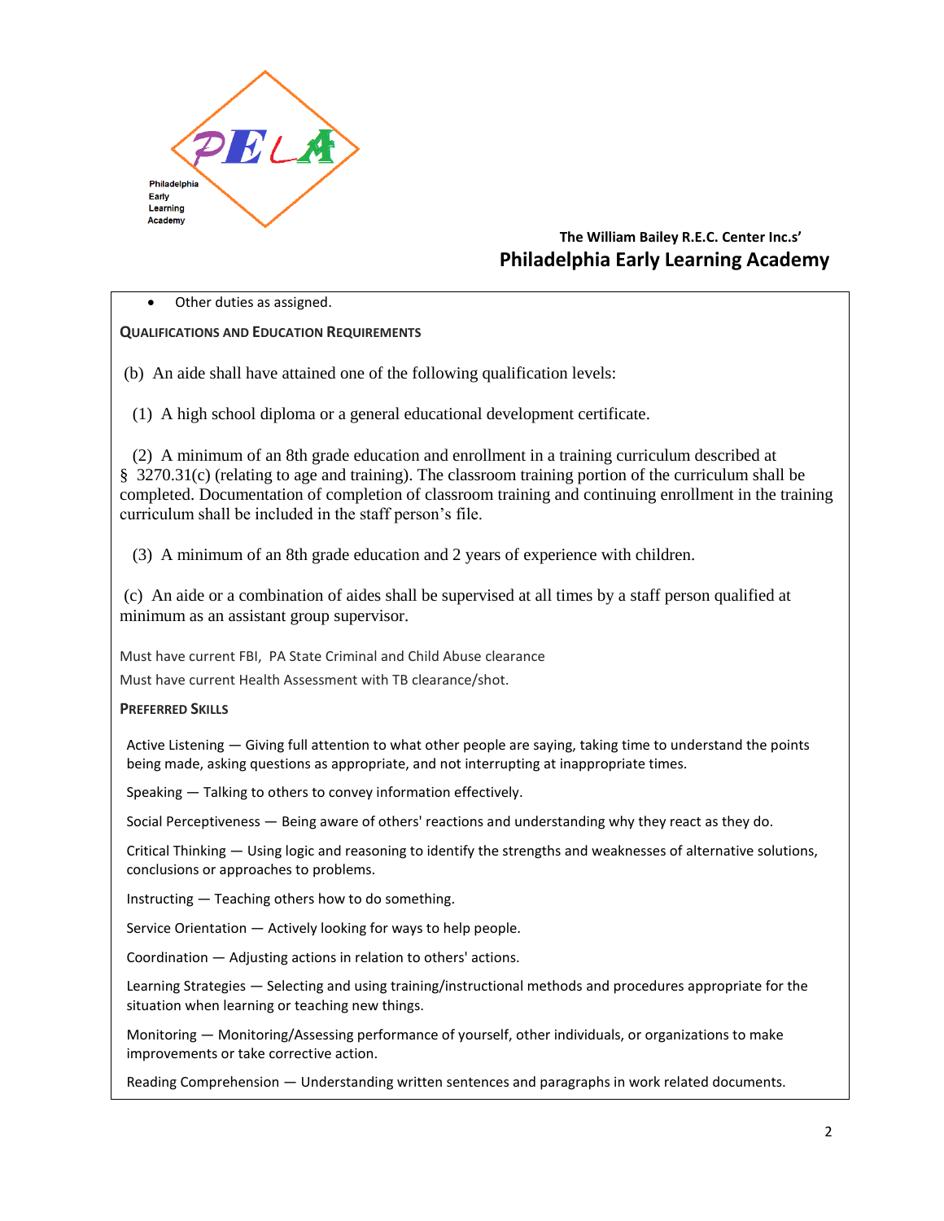- Other duties as assigned.

**QUALIFICATIONS AND EDUCATION REQUIREMENTS**

(b) An aide shall have attained one of the following qualification levels:

(1) A high school diploma or a general educational development certificate.

(2) A minimum of an 8th grade education and enrollment in a training curriculum described at § 3270.31(c) (relating to age and training). The classroom training portion of the curriculum shall be completed. Documentation of completion of classroom training and continuing enrollment in the training curriculum shall be included in the staff person's file.

(3) A minimum of an 8th grade education and 2 years of experience with children.

(c) An aide or a combination of aides shall be supervised at all times by a staff person qualified at minimum as an assistant group supervisor.

Must have current FBI, PA State Criminal and Child Abuse clearance

Must have current Health Assessment with TB clearance/shot.

**PREFERRED SKILLS**

Active Listening — Giving full attention to what other people are saying, taking time to understand the points being made, asking questions as appropriate, and not interrupting at inappropriate times.

Speaking — Talking to others to convey information effectively.

Social Perceptiveness — Being aware of others' reactions and understanding why they react as they do.

Critical Thinking — Using logic and reasoning to identify the strengths and weaknesses of alternative solutions, conclusions or approaches to problems.

Instructing — Teaching others how to do something.

Service Orientation — Actively looking for ways to help people.

Coordination — Adjusting actions in relation to others' actions.

Learning Strategies — Selecting and using training/instructional methods and procedures appropriate for the situation when learning or teaching new things.

Monitoring — Monitoring/Assessing performance of yourself, other individuals, or organizations to make improvements or take corrective action.

Reading Comprehension — Understanding written sentences and paragraphs in work related documents.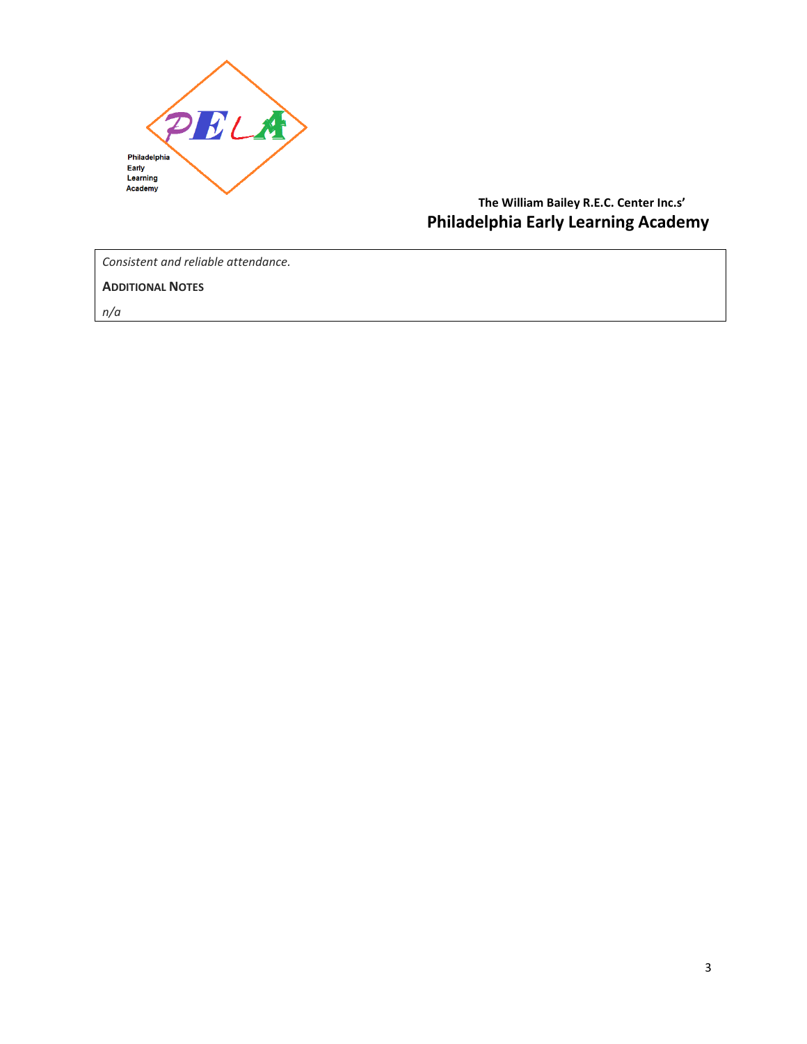The William Bailey R.E.C. Center Inc.s'
**Philadelphia Early Learning Academy**

*Consistent and reliable attendance.*

**ADDITIONAL NOTES**

*n/a*